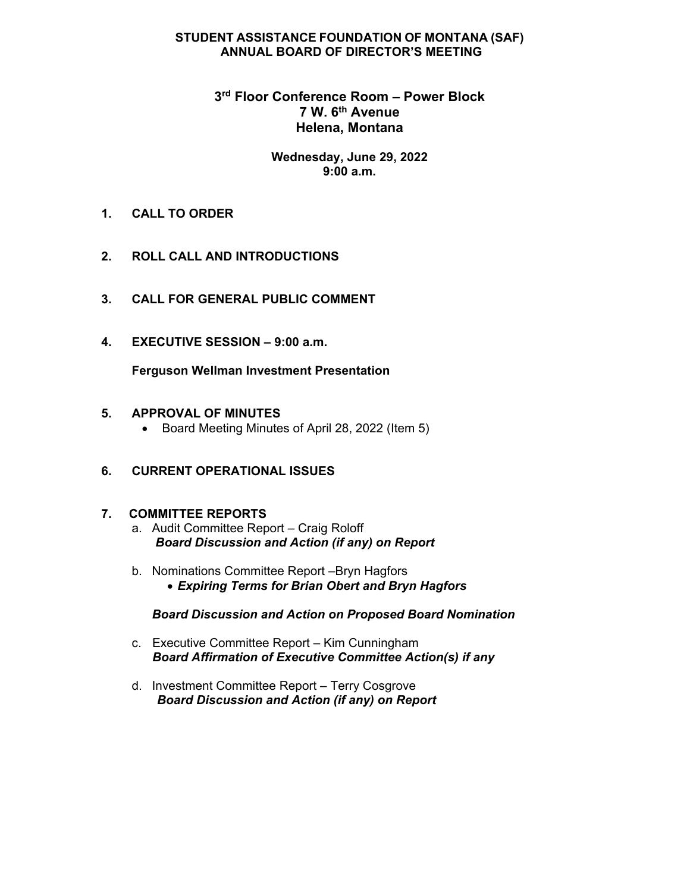**STUDENT ASSISTANCE FOUNDATION OF MONTANA (SAF)**
**ANNUAL BOARD OF DIRECTOR'S MEETING**

**3rd Floor Conference Room – Power Block**
**7 W. 6th Avenue**
**Helena, Montana**

**Wednesday, June 29, 2022**
**9:00 a.m.**

1. **CALL TO ORDER**

2. **ROLL CALL AND INTRODUCTIONS**

3. **CALL FOR GENERAL PUBLIC COMMENT**

4. **EXECUTIVE SESSION – 9:00 a.m.**

   **Ferguson Wellman Investment Presentation**

5. **APPROVAL OF MINUTES**
   - Board Meeting Minutes of April 28, 2022 (Item 5)

6. **CURRENT OPERATIONAL ISSUES**

7. **COMMITTEE REPORTS**
   a. Audit Committee Report – Craig Roloff
      ***Board Discussion and Action (if any) on Report***

   b. Nominations Committee Report –Bryn Hagfors
      - ***Expiring Terms for Brian Obert and Bryn Hagfors***

      ***Board Discussion and Action on Proposed Board Nomination***

   c. Executive Committee Report – Kim Cunningham
      ***Board Affirmation of Executive Committee Action(s) if any***

   d. Investment Committee Report – Terry Cosgrove
      ***Board Discussion and Action (if any) on Report***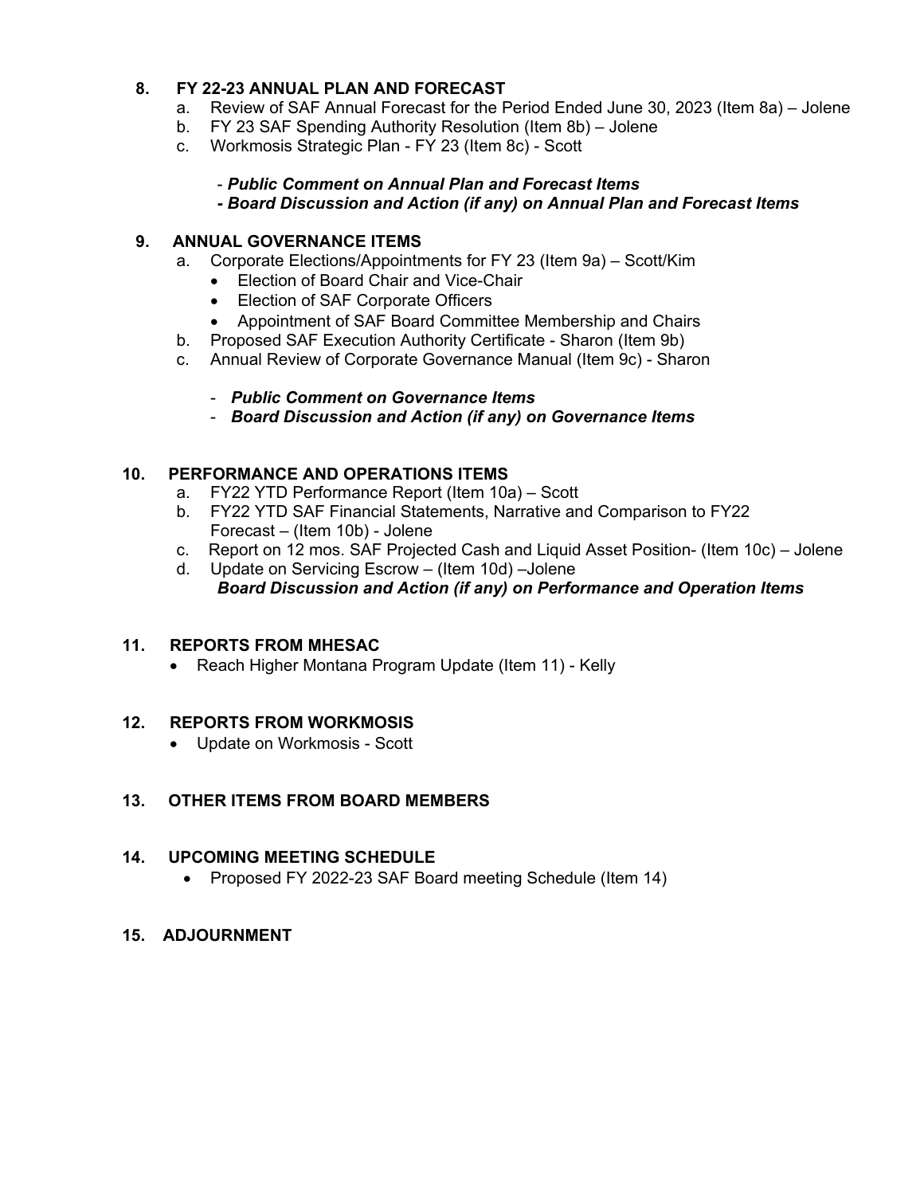## 8. FY 22-23 ANNUAL PLAN AND FORECAST

a. Review of SAF Annual Forecast for the Period Ended June 30, 2023 (Item 8a) – Jolene
b. FY 23 SAF Spending Authority Resolution (Item 8b) – Jolene
c. Workmosis Strategic Plan - FY 23 (Item 8c) - Scott

- ***Public Comment on Annual Plan and Forecast Items***
- ***Board Discussion and Action (if any) on Annual Plan and Forecast Items***

## 9. ANNUAL GOVERNANCE ITEMS

a. Corporate Elections/Appointments for FY 23 (Item 9a) – Scott/Kim
   - Election of Board Chair and Vice-Chair
   - Election of SAF Corporate Officers
   - Appointment of SAF Board Committee Membership and Chairs

b. Proposed SAF Execution Authority Certificate - Sharon (Item 9b)
c. Annual Review of Corporate Governance Manual (Item 9c) - Sharon

- ***Public Comment on Governance Items***
- ***Board Discussion and Action (if any) on Governance Items***

## 10. PERFORMANCE AND OPERATIONS ITEMS

a. FY22 YTD Performance Report (Item 10a) – Scott
b. FY22 YTD SAF Financial Statements, Narrative and Comparison to FY22 Forecast – (Item 10b) - Jolene
c. Report on 12 mos. SAF Projected Cash and Liquid Asset Position- (Item 10c) – Jolene
d. Update on Servicing Escrow – (Item 10d) –Jolene

***Board Discussion and Action (if any) on Performance and Operation Items***

## 11. REPORTS FROM MHESAC

- Reach Higher Montana Program Update (Item 11) - Kelly

## 12. REPORTS FROM WORKMOSIS

- Update on Workmosis - Scott

## 13. OTHER ITEMS FROM BOARD MEMBERS

## 14. UPCOMING MEETING SCHEDULE

- Proposed FY 2022-23 SAF Board meeting Schedule (Item 14)

## 15. ADJOURNMENT